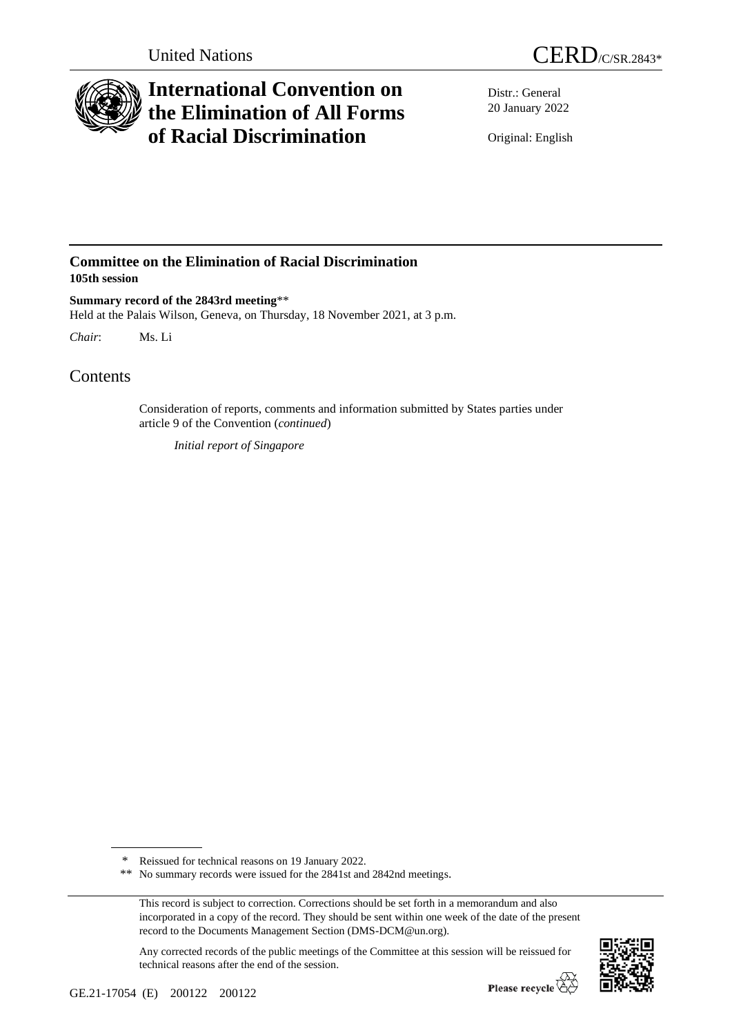United Nations

CERD/C/SR.2843*

# International Convention on the Elimination of All Forms of Racial Discrimination

Distr.: General
20 January 2022

Original: English

## Committee on the Elimination of Racial Discrimination
**105th session**

**Summary record of the 2843rd meeting****
Held at the Palais Wilson, Geneva, on Thursday, 18 November 2021, at 3 p.m.

*Chair*: Ms. Li

# Contents

Consideration of reports, comments and information submitted by States parties under article 9 of the Convention (*continued*)

*Initial report of Singapore*

---

\* Reissued for technical reasons on 19 January 2022.

\*\* No summary records were issued for the 2841st and 2842nd meetings.

This record is subject to correction. Corrections should be set forth in a memorandum and also incorporated in a copy of the record. They should be sent within one week of the date of the present record to the Documents Management Section (DMS-DCM@un.org).

Any corrected records of the public meetings of the Committee at this session will be reissued for technical reasons after the end of the session.

GE.21-17054 (E) 200122 200122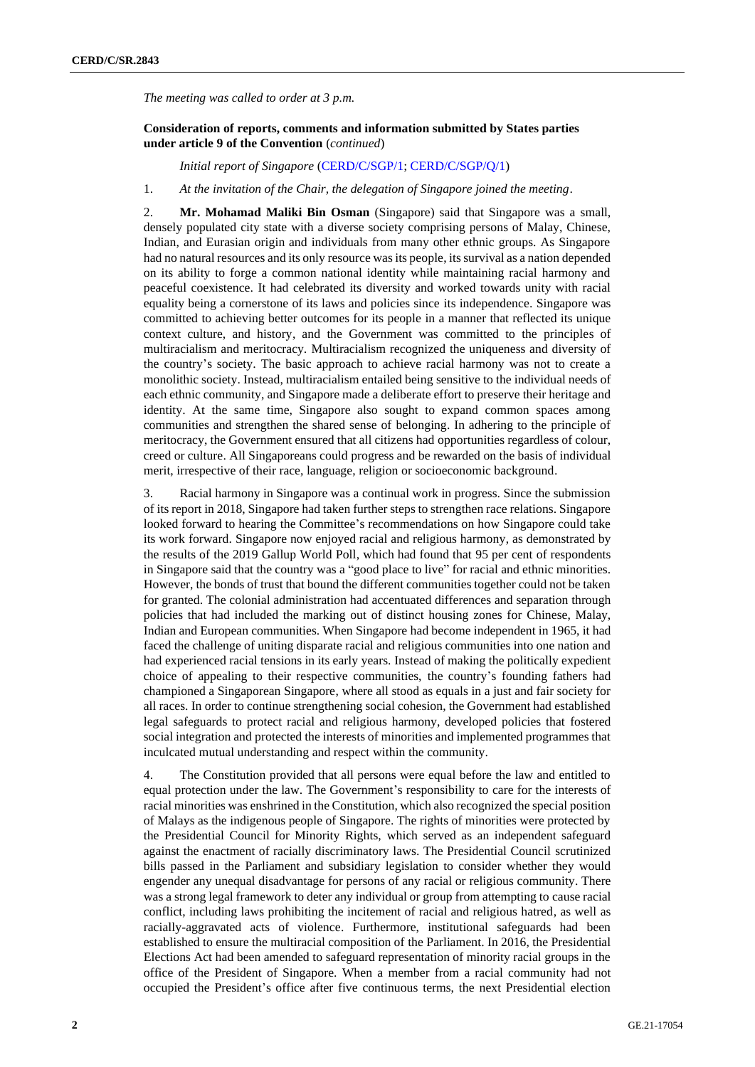*The meeting was called to order at 3 p.m.*

**Consideration of reports, comments and information submitted by States parties under article 9 of the Convention** (*continued*)

*Initial report of Singapore* (CERD/C/SGP/1; CERD/C/SGP/Q/1)

1. *At the invitation of the Chair, the delegation of Singapore joined the meeting*.

2. **Mr. Mohamad Maliki Bin Osman** (Singapore) said that Singapore was a small, densely populated city state with a diverse society comprising persons of Malay, Chinese, Indian, and Eurasian origin and individuals from many other ethnic groups. As Singapore had no natural resources and its only resource was its people, its survival as a nation depended on its ability to forge a common national identity while maintaining racial harmony and peaceful coexistence. It had celebrated its diversity and worked towards unity with racial equality being a cornerstone of its laws and policies since its independence. Singapore was committed to achieving better outcomes for its people in a manner that reflected its unique context culture, and history, and the Government was committed to the principles of multiracialism and meritocracy. Multiracialism recognized the uniqueness and diversity of the country's society. The basic approach to achieve racial harmony was not to create a monolithic society. Instead, multiracialism entailed being sensitive to the individual needs of each ethnic community, and Singapore made a deliberate effort to preserve their heritage and identity. At the same time, Singapore also sought to expand common spaces among communities and strengthen the shared sense of belonging. In adhering to the principle of meritocracy, the Government ensured that all citizens had opportunities regardless of colour, creed or culture. All Singaporeans could progress and be rewarded on the basis of individual merit, irrespective of their race, language, religion or socioeconomic background.

3. Racial harmony in Singapore was a continual work in progress. Since the submission of its report in 2018, Singapore had taken further steps to strengthen race relations. Singapore looked forward to hearing the Committee's recommendations on how Singapore could take its work forward. Singapore now enjoyed racial and religious harmony, as demonstrated by the results of the 2019 Gallup World Poll, which had found that 95 per cent of respondents in Singapore said that the country was a "good place to live" for racial and ethnic minorities. However, the bonds of trust that bound the different communities together could not be taken for granted. The colonial administration had accentuated differences and separation through policies that had included the marking out of distinct housing zones for Chinese, Malay, Indian and European communities. When Singapore had become independent in 1965, it had faced the challenge of uniting disparate racial and religious communities into one nation and had experienced racial tensions in its early years. Instead of making the politically expedient choice of appealing to their respective communities, the country's founding fathers had championed a Singaporean Singapore, where all stood as equals in a just and fair society for all races. In order to continue strengthening social cohesion, the Government had established legal safeguards to protect racial and religious harmony, developed policies that fostered social integration and protected the interests of minorities and implemented programmes that inculcated mutual understanding and respect within the community.

4. The Constitution provided that all persons were equal before the law and entitled to equal protection under the law. The Government's responsibility to care for the interests of racial minorities was enshrined in the Constitution, which also recognized the special position of Malays as the indigenous people of Singapore. The rights of minorities were protected by the Presidential Council for Minority Rights, which served as an independent safeguard against the enactment of racially discriminatory laws. The Presidential Council scrutinized bills passed in the Parliament and subsidiary legislation to consider whether they would engender any unequal disadvantage for persons of any racial or religious community. There was a strong legal framework to deter any individual or group from attempting to cause racial conflict, including laws prohibiting the incitement of racial and religious hatred, as well as racially-aggravated acts of violence. Furthermore, institutional safeguards had been established to ensure the multiracial composition of the Parliament. In 2016, the Presidential Elections Act had been amended to safeguard representation of minority racial groups in the office of the President of Singapore. When a member from a racial community had not occupied the President's office after five continuous terms, the next Presidential election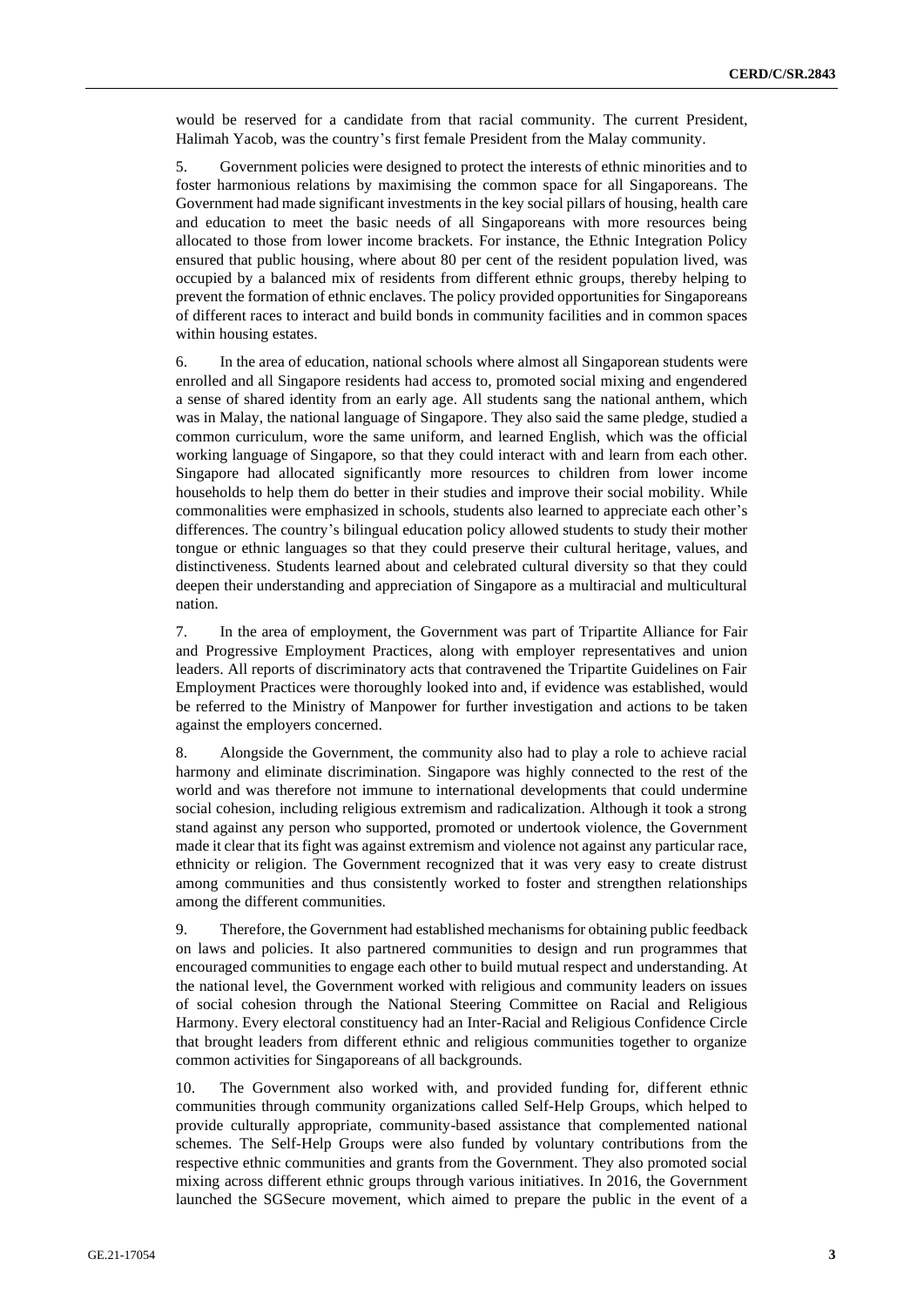would be reserved for a candidate from that racial community. The current President, Halimah Yacob, was the country's first female President from the Malay community.

5. Government policies were designed to protect the interests of ethnic minorities and to foster harmonious relations by maximising the common space for all Singaporeans. The Government had made significant investments in the key social pillars of housing, health care and education to meet the basic needs of all Singaporeans with more resources being allocated to those from lower income brackets. For instance, the Ethnic Integration Policy ensured that public housing, where about 80 per cent of the resident population lived, was occupied by a balanced mix of residents from different ethnic groups, thereby helping to prevent the formation of ethnic enclaves. The policy provided opportunities for Singaporeans of different races to interact and build bonds in community facilities and in common spaces within housing estates.

6. In the area of education, national schools where almost all Singaporean students were enrolled and all Singapore residents had access to, promoted social mixing and engendered a sense of shared identity from an early age. All students sang the national anthem, which was in Malay, the national language of Singapore. They also said the same pledge, studied a common curriculum, wore the same uniform, and learned English, which was the official working language of Singapore, so that they could interact with and learn from each other. Singapore had allocated significantly more resources to children from lower income households to help them do better in their studies and improve their social mobility. While commonalities were emphasized in schools, students also learned to appreciate each other's differences. The country's bilingual education policy allowed students to study their mother tongue or ethnic languages so that they could preserve their cultural heritage, values, and distinctiveness. Students learned about and celebrated cultural diversity so that they could deepen their understanding and appreciation of Singapore as a multiracial and multicultural nation.

7. In the area of employment, the Government was part of Tripartite Alliance for Fair and Progressive Employment Practices, along with employer representatives and union leaders. All reports of discriminatory acts that contravened the Tripartite Guidelines on Fair Employment Practices were thoroughly looked into and, if evidence was established, would be referred to the Ministry of Manpower for further investigation and actions to be taken against the employers concerned.

8. Alongside the Government, the community also had to play a role to achieve racial harmony and eliminate discrimination. Singapore was highly connected to the rest of the world and was therefore not immune to international developments that could undermine social cohesion, including religious extremism and radicalization. Although it took a strong stand against any person who supported, promoted or undertook violence, the Government made it clear that its fight was against extremism and violence not against any particular race, ethnicity or religion. The Government recognized that it was very easy to create distrust among communities and thus consistently worked to foster and strengthen relationships among the different communities.

9. Therefore, the Government had established mechanisms for obtaining public feedback on laws and policies. It also partnered communities to design and run programmes that encouraged communities to engage each other to build mutual respect and understanding. At the national level, the Government worked with religious and community leaders on issues of social cohesion through the National Steering Committee on Racial and Religious Harmony. Every electoral constituency had an Inter-Racial and Religious Confidence Circle that brought leaders from different ethnic and religious communities together to organize common activities for Singaporeans of all backgrounds.

10. The Government also worked with, and provided funding for, different ethnic communities through community organizations called Self-Help Groups, which helped to provide culturally appropriate, community-based assistance that complemented national schemes. The Self-Help Groups were also funded by voluntary contributions from the respective ethnic communities and grants from the Government. They also promoted social mixing across different ethnic groups through various initiatives. In 2016, the Government launched the SGSecure movement, which aimed to prepare the public in the event of a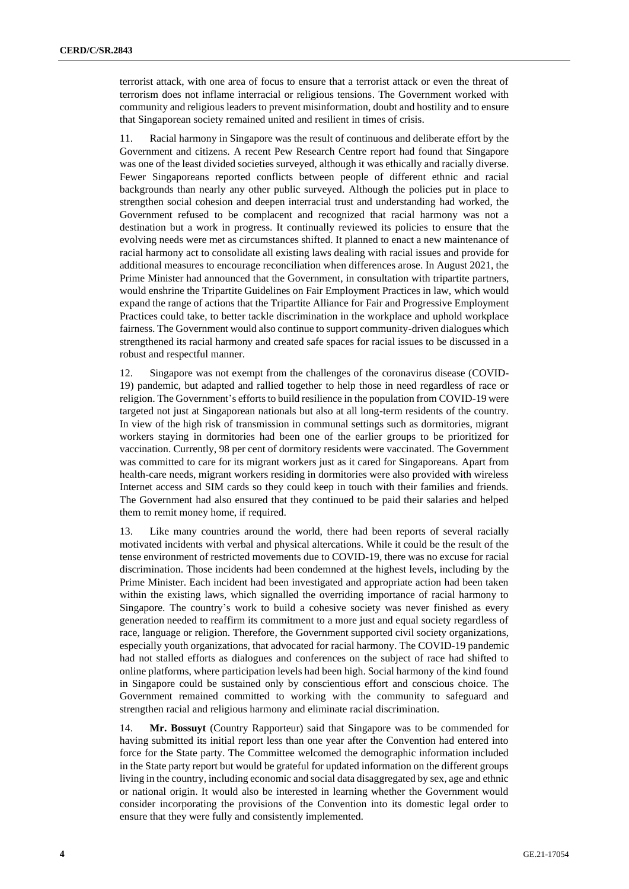terrorist attack, with one area of focus to ensure that a terrorist attack or even the threat of terrorism does not inflame interracial or religious tensions. The Government worked with community and religious leaders to prevent misinformation, doubt and hostility and to ensure that Singaporean society remained united and resilient in times of crisis.

11. Racial harmony in Singapore was the result of continuous and deliberate effort by the Government and citizens. A recent Pew Research Centre report had found that Singapore was one of the least divided societies surveyed, although it was ethically and racially diverse. Fewer Singaporeans reported conflicts between people of different ethnic and racial backgrounds than nearly any other public surveyed. Although the policies put in place to strengthen social cohesion and deepen interracial trust and understanding had worked, the Government refused to be complacent and recognized that racial harmony was not a destination but a work in progress. It continually reviewed its policies to ensure that the evolving needs were met as circumstances shifted. It planned to enact a new maintenance of racial harmony act to consolidate all existing laws dealing with racial issues and provide for additional measures to encourage reconciliation when differences arose. In August 2021, the Prime Minister had announced that the Government, in consultation with tripartite partners, would enshrine the Tripartite Guidelines on Fair Employment Practices in law, which would expand the range of actions that the Tripartite Alliance for Fair and Progressive Employment Practices could take, to better tackle discrimination in the workplace and uphold workplace fairness. The Government would also continue to support community-driven dialogues which strengthened its racial harmony and created safe spaces for racial issues to be discussed in a robust and respectful manner.

12. Singapore was not exempt from the challenges of the coronavirus disease (COVID-19) pandemic, but adapted and rallied together to help those in need regardless of race or religion. The Government's efforts to build resilience in the population from COVID-19 were targeted not just at Singaporean nationals but also at all long-term residents of the country. In view of the high risk of transmission in communal settings such as dormitories, migrant workers staying in dormitories had been one of the earlier groups to be prioritized for vaccination. Currently, 98 per cent of dormitory residents were vaccinated. The Government was committed to care for its migrant workers just as it cared for Singaporeans. Apart from health-care needs, migrant workers residing in dormitories were also provided with wireless Internet access and SIM cards so they could keep in touch with their families and friends. The Government had also ensured that they continued to be paid their salaries and helped them to remit money home, if required.

13. Like many countries around the world, there had been reports of several racially motivated incidents with verbal and physical altercations. While it could be the result of the tense environment of restricted movements due to COVID-19, there was no excuse for racial discrimination. Those incidents had been condemned at the highest levels, including by the Prime Minister. Each incident had been investigated and appropriate action had been taken within the existing laws, which signalled the overriding importance of racial harmony to Singapore. The country's work to build a cohesive society was never finished as every generation needed to reaffirm its commitment to a more just and equal society regardless of race, language or religion. Therefore, the Government supported civil society organizations, especially youth organizations, that advocated for racial harmony. The COVID-19 pandemic had not stalled efforts as dialogues and conferences on the subject of race had shifted to online platforms, where participation levels had been high. Social harmony of the kind found in Singapore could be sustained only by conscientious effort and conscious choice. The Government remained committed to working with the community to safeguard and strengthen racial and religious harmony and eliminate racial discrimination.

14. **Mr. Bossuyt** (Country Rapporteur) said that Singapore was to be commended for having submitted its initial report less than one year after the Convention had entered into force for the State party. The Committee welcomed the demographic information included in the State party report but would be grateful for updated information on the different groups living in the country, including economic and social data disaggregated by sex, age and ethnic or national origin. It would also be interested in learning whether the Government would consider incorporating the provisions of the Convention into its domestic legal order to ensure that they were fully and consistently implemented.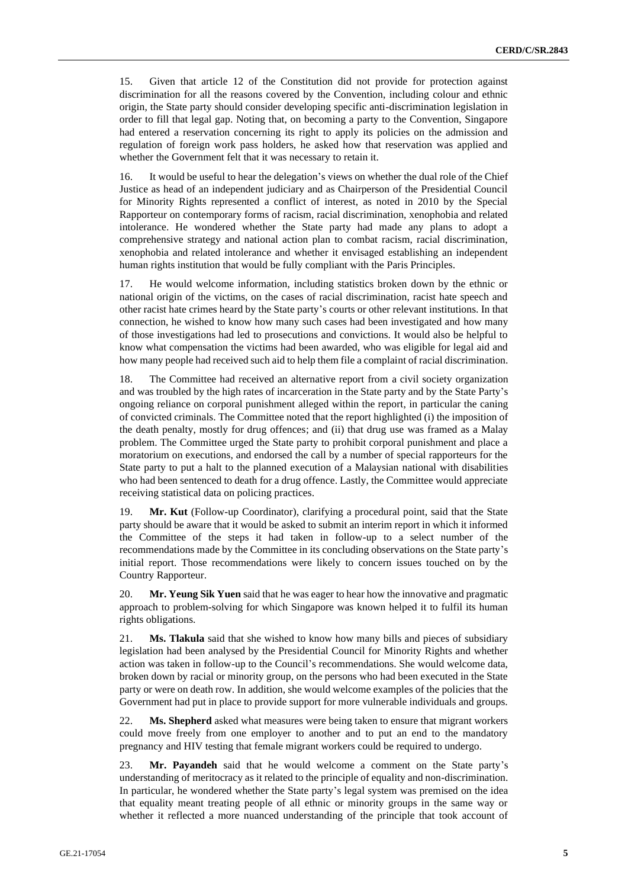15. Given that article 12 of the Constitution did not provide for protection against discrimination for all the reasons covered by the Convention, including colour and ethnic origin, the State party should consider developing specific anti-discrimination legislation in order to fill that legal gap. Noting that, on becoming a party to the Convention, Singapore had entered a reservation concerning its right to apply its policies on the admission and regulation of foreign work pass holders, he asked how that reservation was applied and whether the Government felt that it was necessary to retain it.

16. It would be useful to hear the delegation's views on whether the dual role of the Chief Justice as head of an independent judiciary and as Chairperson of the Presidential Council for Minority Rights represented a conflict of interest, as noted in 2010 by the Special Rapporteur on contemporary forms of racism, racial discrimination, xenophobia and related intolerance. He wondered whether the State party had made any plans to adopt a comprehensive strategy and national action plan to combat racism, racial discrimination, xenophobia and related intolerance and whether it envisaged establishing an independent human rights institution that would be fully compliant with the Paris Principles.

17. He would welcome information, including statistics broken down by the ethnic or national origin of the victims, on the cases of racial discrimination, racist hate speech and other racist hate crimes heard by the State party's courts or other relevant institutions. In that connection, he wished to know how many such cases had been investigated and how many of those investigations had led to prosecutions and convictions. It would also be helpful to know what compensation the victims had been awarded, who was eligible for legal aid and how many people had received such aid to help them file a complaint of racial discrimination.

18. The Committee had received an alternative report from a civil society organization and was troubled by the high rates of incarceration in the State party and by the State Party's ongoing reliance on corporal punishment alleged within the report, in particular the caning of convicted criminals. The Committee noted that the report highlighted (i) the imposition of the death penalty, mostly for drug offences; and (ii) that drug use was framed as a Malay problem. The Committee urged the State party to prohibit corporal punishment and place a moratorium on executions, and endorsed the call by a number of special rapporteurs for the State party to put a halt to the planned execution of a Malaysian national with disabilities who had been sentenced to death for a drug offence. Lastly, the Committee would appreciate receiving statistical data on policing practices.

19. **Mr. Kut** (Follow-up Coordinator), clarifying a procedural point, said that the State party should be aware that it would be asked to submit an interim report in which it informed the Committee of the steps it had taken in follow-up to a select number of the recommendations made by the Committee in its concluding observations on the State party's initial report. Those recommendations were likely to concern issues touched on by the Country Rapporteur.

20. **Mr. Yeung Sik Yuen** said that he was eager to hear how the innovative and pragmatic approach to problem-solving for which Singapore was known helped it to fulfil its human rights obligations.

21. **Ms. Tlakula** said that she wished to know how many bills and pieces of subsidiary legislation had been analysed by the Presidential Council for Minority Rights and whether action was taken in follow-up to the Council's recommendations. She would welcome data, broken down by racial or minority group, on the persons who had been executed in the State party or were on death row. In addition, she would welcome examples of the policies that the Government had put in place to provide support for more vulnerable individuals and groups.

22. **Ms. Shepherd** asked what measures were being taken to ensure that migrant workers could move freely from one employer to another and to put an end to the mandatory pregnancy and HIV testing that female migrant workers could be required to undergo.

23. **Mr. Payandeh** said that he would welcome a comment on the State party's understanding of meritocracy as it related to the principle of equality and non-discrimination. In particular, he wondered whether the State party's legal system was premised on the idea that equality meant treating people of all ethnic or minority groups in the same way or whether it reflected a more nuanced understanding of the principle that took account of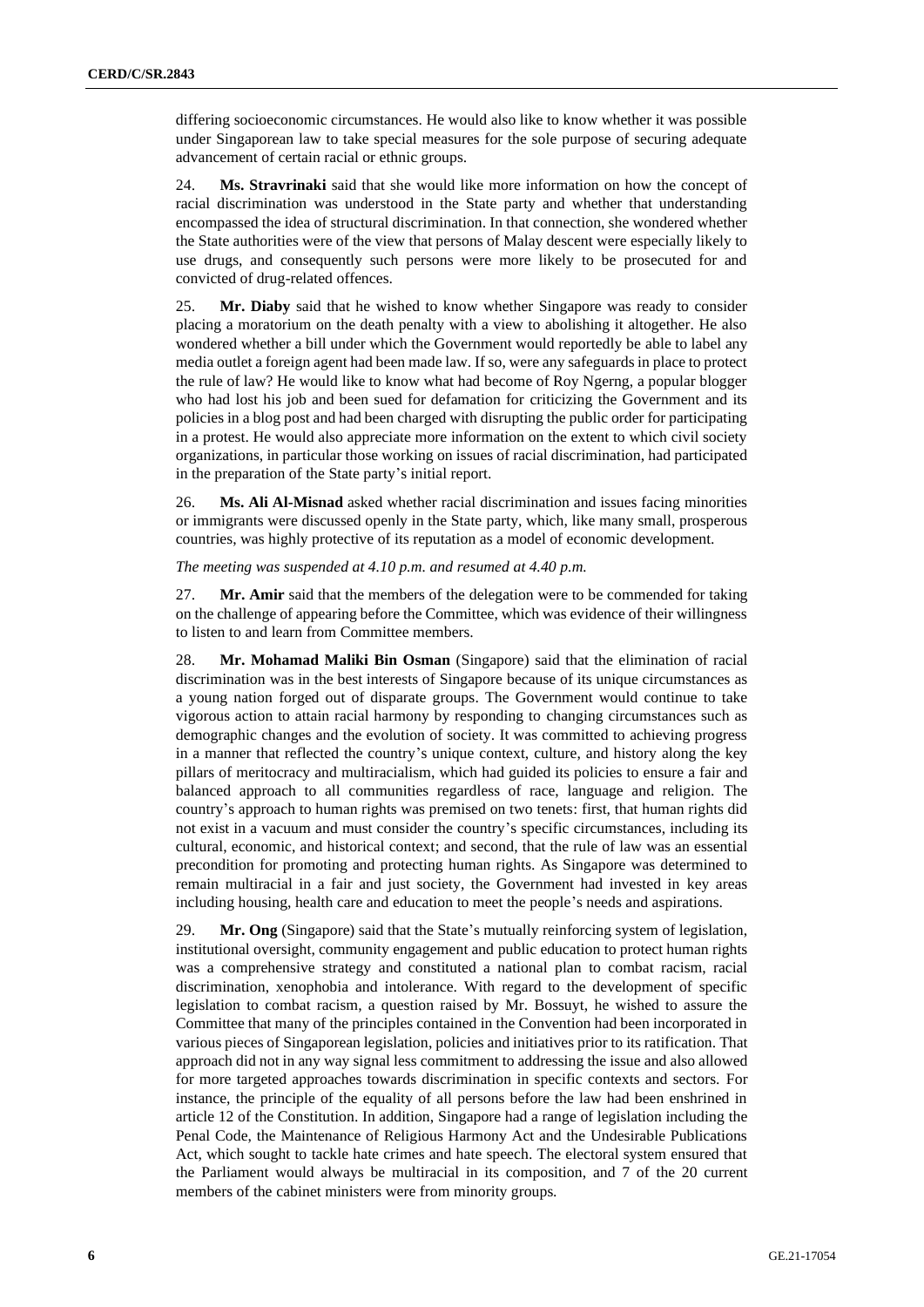differing socioeconomic circumstances. He would also like to know whether it was possible under Singaporean law to take special measures for the sole purpose of securing adequate advancement of certain racial or ethnic groups.

24. **Ms. Stavrinaki** said that she would like more information on how the concept of racial discrimination was understood in the State party and whether that understanding encompassed the idea of structural discrimination. In that connection, she wondered whether the State authorities were of the view that persons of Malay descent were especially likely to use drugs, and consequently such persons were more likely to be prosecuted for and convicted of drug-related offences.

25. **Mr. Diaby** said that he wished to know whether Singapore was ready to consider placing a moratorium on the death penalty with a view to abolishing it altogether. He also wondered whether a bill under which the Government would reportedly be able to label any media outlet a foreign agent had been made law. If so, were any safeguards in place to protect the rule of law? He would like to know what had become of Roy Ngerng, a popular blogger who had lost his job and been sued for defamation for criticizing the Government and its policies in a blog post and had been charged with disrupting the public order for participating in a protest. He would also appreciate more information on the extent to which civil society organizations, in particular those working on issues of racial discrimination, had participated in the preparation of the State party's initial report.

26. **Ms. Ali Al-Misnad** asked whether racial discrimination and issues facing minorities or immigrants were discussed openly in the State party, which, like many small, prosperous countries, was highly protective of its reputation as a model of economic development.

*The meeting was suspended at 4.10 p.m. and resumed at 4.40 p.m.*

27. **Mr. Amir** said that the members of the delegation were to be commended for taking on the challenge of appearing before the Committee, which was evidence of their willingness to listen to and learn from Committee members.

28. **Mr. Mohamad Maliki Bin Osman** (Singapore) said that the elimination of racial discrimination was in the best interests of Singapore because of its unique circumstances as a young nation forged out of disparate groups. The Government would continue to take vigorous action to attain racial harmony by responding to changing circumstances such as demographic changes and the evolution of society. It was committed to achieving progress in a manner that reflected the country's unique context, culture, and history along the key pillars of meritocracy and multiracialism, which had guided its policies to ensure a fair and balanced approach to all communities regardless of race, language and religion. The country's approach to human rights was premised on two tenets: first, that human rights did not exist in a vacuum and must consider the country's specific circumstances, including its cultural, economic, and historical context; and second, that the rule of law was an essential precondition for promoting and protecting human rights. As Singapore was determined to remain multiracial in a fair and just society, the Government had invested in key areas including housing, health care and education to meet the people's needs and aspirations.

29. **Mr. Ong** (Singapore) said that the State's mutually reinforcing system of legislation, institutional oversight, community engagement and public education to protect human rights was a comprehensive strategy and constituted a national plan to combat racism, racial discrimination, xenophobia and intolerance. With regard to the development of specific legislation to combat racism, a question raised by Mr. Bossuyt, he wished to assure the Committee that many of the principles contained in the Convention had been incorporated in various pieces of Singaporean legislation, policies and initiatives prior to its ratification. That approach did not in any way signal less commitment to addressing the issue and also allowed for more targeted approaches towards discrimination in specific contexts and sectors. For instance, the principle of the equality of all persons before the law had been enshrined in article 12 of the Constitution. In addition, Singapore had a range of legislation including the Penal Code, the Maintenance of Religious Harmony Act and the Undesirable Publications Act, which sought to tackle hate crimes and hate speech. The electoral system ensured that the Parliament would always be multiracial in its composition, and 7 of the 20 current members of the cabinet ministers were from minority groups.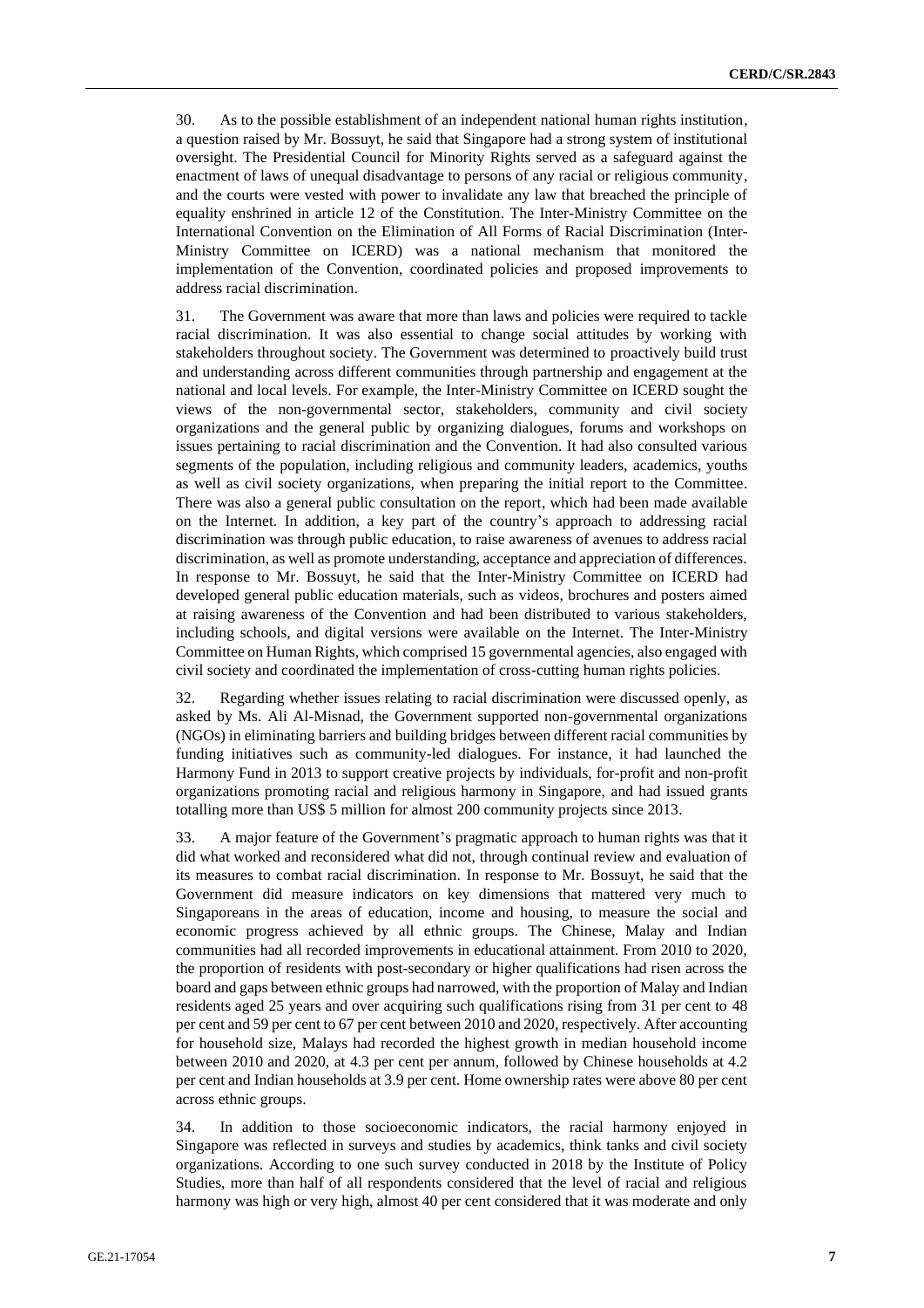30. As to the possible establishment of an independent national human rights institution, a question raised by Mr. Bossuyt, he said that Singapore had a strong system of institutional oversight. The Presidential Council for Minority Rights served as a safeguard against the enactment of laws of unequal disadvantage to persons of any racial or religious community, and the courts were vested with power to invalidate any law that breached the principle of equality enshrined in article 12 of the Constitution. The Inter-Ministry Committee on the International Convention on the Elimination of All Forms of Racial Discrimination (Inter-Ministry Committee on ICERD) was a national mechanism that monitored the implementation of the Convention, coordinated policies and proposed improvements to address racial discrimination.

31. The Government was aware that more than laws and policies were required to tackle racial discrimination. It was also essential to change social attitudes by working with stakeholders throughout society. The Government was determined to proactively build trust and understanding across different communities through partnership and engagement at the national and local levels. For example, the Inter-Ministry Committee on ICERD sought the views of the non-governmental sector, stakeholders, community and civil society organizations and the general public by organizing dialogues, forums and workshops on issues pertaining to racial discrimination and the Convention. It had also consulted various segments of the population, including religious and community leaders, academics, youths as well as civil society organizations, when preparing the initial report to the Committee. There was also a general public consultation on the report, which had been made available on the Internet. In addition, a key part of the country's approach to addressing racial discrimination was through public education, to raise awareness of avenues to address racial discrimination, as well as promote understanding, acceptance and appreciation of differences. In response to Mr. Bossuyt, he said that the Inter-Ministry Committee on ICERD had developed general public education materials, such as videos, brochures and posters aimed at raising awareness of the Convention and had been distributed to various stakeholders, including schools, and digital versions were available on the Internet. The Inter-Ministry Committee on Human Rights, which comprised 15 governmental agencies, also engaged with civil society and coordinated the implementation of cross-cutting human rights policies.

32. Regarding whether issues relating to racial discrimination were discussed openly, as asked by Ms. Ali Al-Misnad, the Government supported non-governmental organizations (NGOs) in eliminating barriers and building bridges between different racial communities by funding initiatives such as community-led dialogues. For instance, it had launched the Harmony Fund in 2013 to support creative projects by individuals, for-profit and non-profit organizations promoting racial and religious harmony in Singapore, and had issued grants totalling more than US$ 5 million for almost 200 community projects since 2013.

33. A major feature of the Government's pragmatic approach to human rights was that it did what worked and reconsidered what did not, through continual review and evaluation of its measures to combat racial discrimination. In response to Mr. Bossuyt, he said that the Government did measure indicators on key dimensions that mattered very much to Singaporeans in the areas of education, income and housing, to measure the social and economic progress achieved by all ethnic groups. The Chinese, Malay and Indian communities had all recorded improvements in educational attainment. From 2010 to 2020, the proportion of residents with post-secondary or higher qualifications had risen across the board and gaps between ethnic groups had narrowed, with the proportion of Malay and Indian residents aged 25 years and over acquiring such qualifications rising from 31 per cent to 48 per cent and 59 per cent to 67 per cent between 2010 and 2020, respectively. After accounting for household size, Malays had recorded the highest growth in median household income between 2010 and 2020, at 4.3 per cent per annum, followed by Chinese households at 4.2 per cent and Indian households at 3.9 per cent. Home ownership rates were above 80 per cent across ethnic groups.

34. In addition to those socioeconomic indicators, the racial harmony enjoyed in Singapore was reflected in surveys and studies by academics, think tanks and civil society organizations. According to one such survey conducted in 2018 by the Institute of Policy Studies, more than half of all respondents considered that the level of racial and religious harmony was high or very high, almost 40 per cent considered that it was moderate and only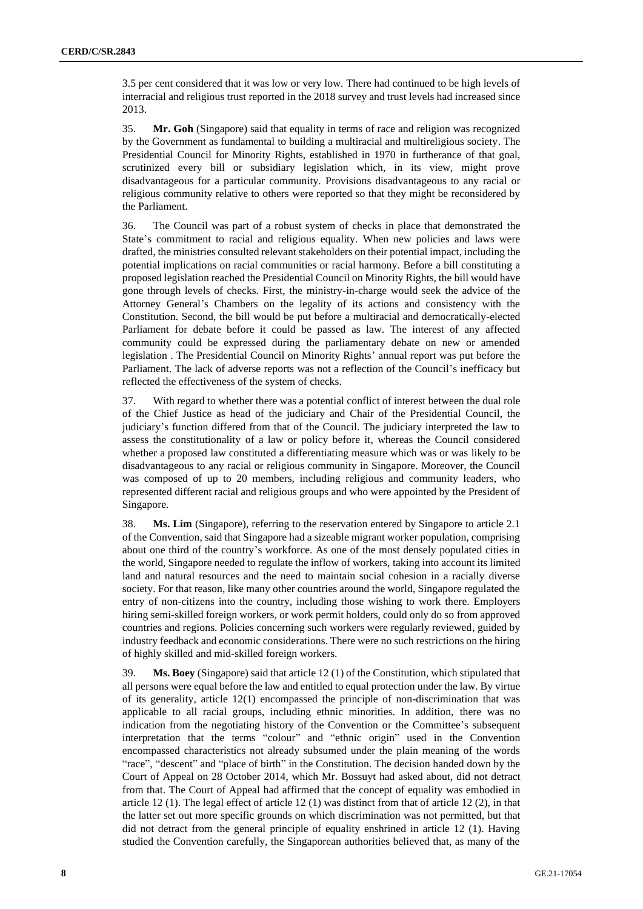3.5 per cent considered that it was low or very low. There had continued to be high levels of interracial and religious trust reported in the 2018 survey and trust levels had increased since 2013.

35. **Mr. Goh** (Singapore) said that equality in terms of race and religion was recognized by the Government as fundamental to building a multiracial and multireligious society. The Presidential Council for Minority Rights, established in 1970 in furtherance of that goal, scrutinized every bill or subsidiary legislation which, in its view, might prove disadvantageous for a particular community. Provisions disadvantageous to any racial or religious community relative to others were reported so that they might be reconsidered by the Parliament.

36. The Council was part of a robust system of checks in place that demonstrated the State's commitment to racial and religious equality. When new policies and laws were drafted, the ministries consulted relevant stakeholders on their potential impact, including the potential implications on racial communities or racial harmony. Before a bill constituting a proposed legislation reached the Presidential Council on Minority Rights, the bill would have gone through levels of checks. First, the ministry-in-charge would seek the advice of the Attorney General's Chambers on the legality of its actions and consistency with the Constitution. Second, the bill would be put before a multiracial and democratically-elected Parliament for debate before it could be passed as law. The interest of any affected community could be expressed during the parliamentary debate on new or amended legislation . The Presidential Council on Minority Rights' annual report was put before the Parliament. The lack of adverse reports was not a reflection of the Council's inefficacy but reflected the effectiveness of the system of checks.

37. With regard to whether there was a potential conflict of interest between the dual role of the Chief Justice as head of the judiciary and Chair of the Presidential Council, the judiciary's function differed from that of the Council. The judiciary interpreted the law to assess the constitutionality of a law or policy before it, whereas the Council considered whether a proposed law constituted a differentiating measure which was or was likely to be disadvantageous to any racial or religious community in Singapore. Moreover, the Council was composed of up to 20 members, including religious and community leaders, who represented different racial and religious groups and who were appointed by the President of Singapore.

38. **Ms. Lim** (Singapore), referring to the reservation entered by Singapore to article 2.1 of the Convention, said that Singapore had a sizeable migrant worker population, comprising about one third of the country's workforce. As one of the most densely populated cities in the world, Singapore needed to regulate the inflow of workers, taking into account its limited land and natural resources and the need to maintain social cohesion in a racially diverse society. For that reason, like many other countries around the world, Singapore regulated the entry of non-citizens into the country, including those wishing to work there. Employers hiring semi-skilled foreign workers, or work permit holders, could only do so from approved countries and regions. Policies concerning such workers were regularly reviewed, guided by industry feedback and economic considerations. There were no such restrictions on the hiring of highly skilled and mid-skilled foreign workers.

39. **Ms. Boey** (Singapore) said that article 12 (1) of the Constitution, which stipulated that all persons were equal before the law and entitled to equal protection under the law. By virtue of its generality, article 12(1) encompassed the principle of non-discrimination that was applicable to all racial groups, including ethnic minorities. In addition, there was no indication from the negotiating history of the Convention or the Committee's subsequent interpretation that the terms "colour" and "ethnic origin" used in the Convention encompassed characteristics not already subsumed under the plain meaning of the words "race", "descent" and "place of birth" in the Constitution. The decision handed down by the Court of Appeal on 28 October 2014, which Mr. Bossuyt had asked about, did not detract from that. The Court of Appeal had affirmed that the concept of equality was embodied in article 12 (1). The legal effect of article 12 (1) was distinct from that of article 12 (2), in that the latter set out more specific grounds on which discrimination was not permitted, but that did not detract from the general principle of equality enshrined in article 12 (1). Having studied the Convention carefully, the Singaporean authorities believed that, as many of the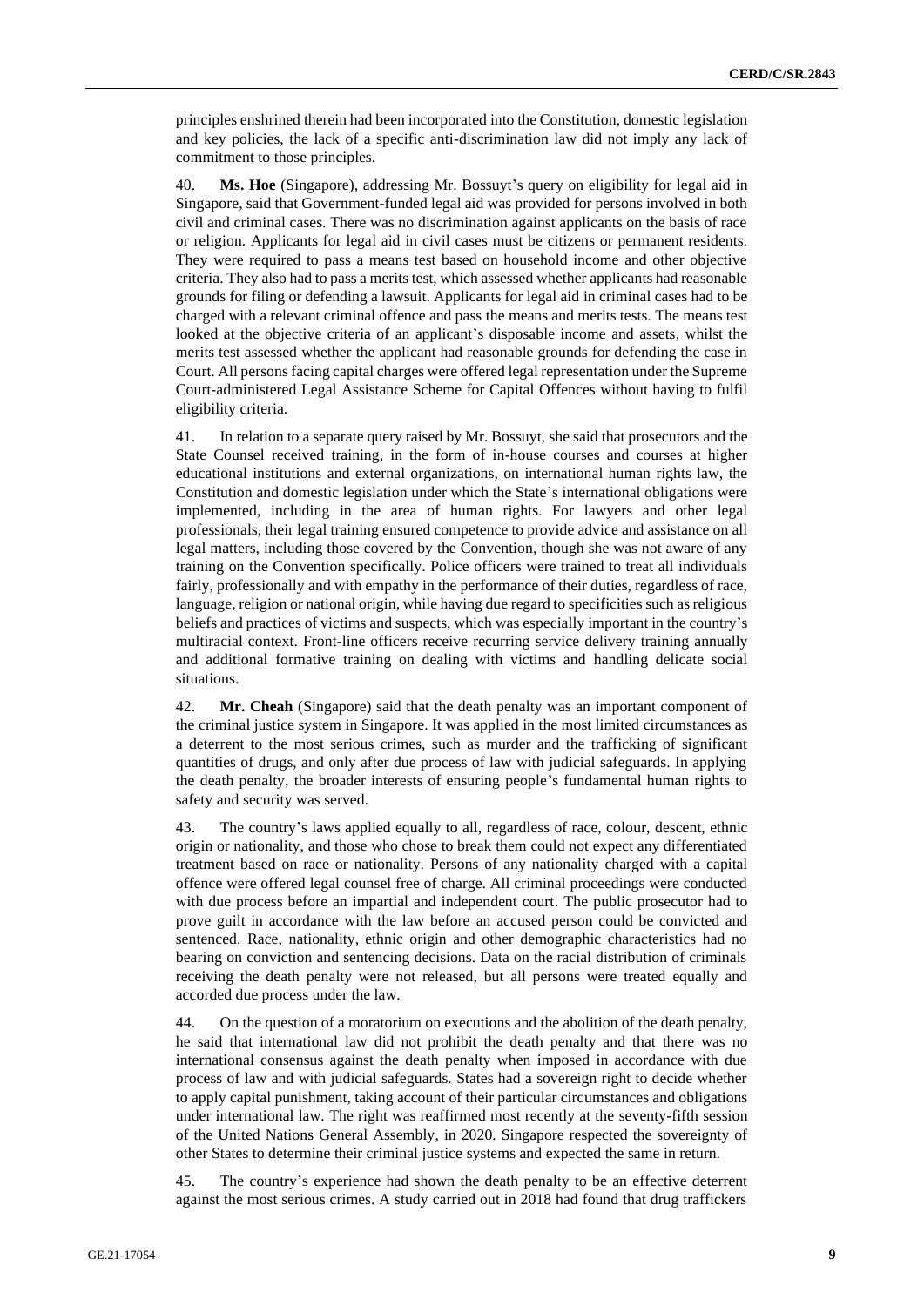principles enshrined therein had been incorporated into the Constitution, domestic legislation and key policies, the lack of a specific anti-discrimination law did not imply any lack of commitment to those principles.

40. **Ms. Hoe** (Singapore), addressing Mr. Bossuyt's query on eligibility for legal aid in Singapore, said that Government-funded legal aid was provided for persons involved in both civil and criminal cases. There was no discrimination against applicants on the basis of race or religion. Applicants for legal aid in civil cases must be citizens or permanent residents. They were required to pass a means test based on household income and other objective criteria. They also had to pass a merits test, which assessed whether applicants had reasonable grounds for filing or defending a lawsuit. Applicants for legal aid in criminal cases had to be charged with a relevant criminal offence and pass the means and merits tests. The means test looked at the objective criteria of an applicant's disposable income and assets, whilst the merits test assessed whether the applicant had reasonable grounds for defending the case in Court. All persons facing capital charges were offered legal representation under the Supreme Court-administered Legal Assistance Scheme for Capital Offences without having to fulfil eligibility criteria.

41. In relation to a separate query raised by Mr. Bossuyt, she said that prosecutors and the State Counsel received training, in the form of in-house courses and courses at higher educational institutions and external organizations, on international human rights law, the Constitution and domestic legislation under which the State's international obligations were implemented, including in the area of human rights. For lawyers and other legal professionals, their legal training ensured competence to provide advice and assistance on all legal matters, including those covered by the Convention, though she was not aware of any training on the Convention specifically. Police officers were trained to treat all individuals fairly, professionally and with empathy in the performance of their duties, regardless of race, language, religion or national origin, while having due regard to specificities such as religious beliefs and practices of victims and suspects, which was especially important in the country's multiracial context. Front-line officers receive recurring service delivery training annually and additional formative training on dealing with victims and handling delicate social situations.

42. **Mr. Cheah** (Singapore) said that the death penalty was an important component of the criminal justice system in Singapore. It was applied in the most limited circumstances as a deterrent to the most serious crimes, such as murder and the trafficking of significant quantities of drugs, and only after due process of law with judicial safeguards. In applying the death penalty, the broader interests of ensuring people's fundamental human rights to safety and security was served.

43. The country's laws applied equally to all, regardless of race, colour, descent, ethnic origin or nationality, and those who chose to break them could not expect any differentiated treatment based on race or nationality. Persons of any nationality charged with a capital offence were offered legal counsel free of charge. All criminal proceedings were conducted with due process before an impartial and independent court. The public prosecutor had to prove guilt in accordance with the law before an accused person could be convicted and sentenced. Race, nationality, ethnic origin and other demographic characteristics had no bearing on conviction and sentencing decisions. Data on the racial distribution of criminals receiving the death penalty were not released, but all persons were treated equally and accorded due process under the law.

44. On the question of a moratorium on executions and the abolition of the death penalty, he said that international law did not prohibit the death penalty and that there was no international consensus against the death penalty when imposed in accordance with due process of law and with judicial safeguards. States had a sovereign right to decide whether to apply capital punishment, taking account of their particular circumstances and obligations under international law. The right was reaffirmed most recently at the seventy-fifth session of the United Nations General Assembly, in 2020. Singapore respected the sovereignty of other States to determine their criminal justice systems and expected the same in return.

45. The country's experience had shown the death penalty to be an effective deterrent against the most serious crimes. A study carried out in 2018 had found that drug traffickers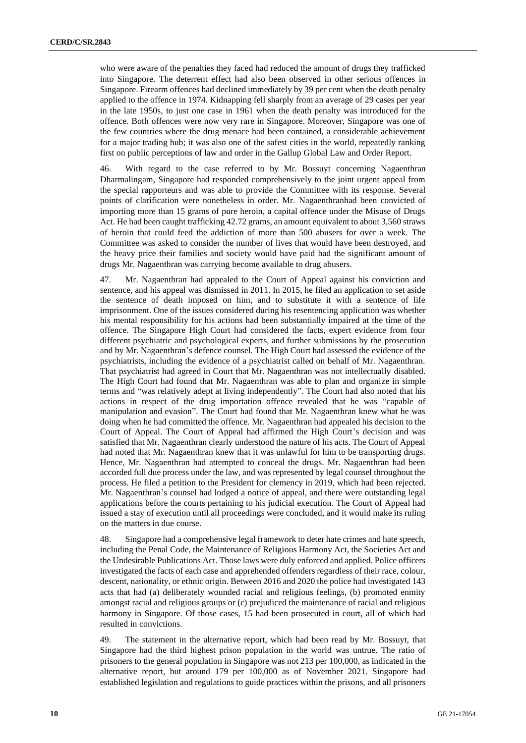who were aware of the penalties they faced had reduced the amount of drugs they trafficked into Singapore. The deterrent effect had also been observed in other serious offences in Singapore. Firearm offences had declined immediately by 39 per cent when the death penalty applied to the offence in 1974. Kidnapping fell sharply from an average of 29 cases per year in the late 1950s, to just one case in 1961 when the death penalty was introduced for the offence. Both offences were now very rare in Singapore. Moreover, Singapore was one of the few countries where the drug menace had been contained, a considerable achievement for a major trading hub; it was also one of the safest cities in the world, repeatedly ranking first on public perceptions of law and order in the Gallup Global Law and Order Report.

46. With regard to the case referred to by Mr. Bossuyt concerning Nagaenthran Dharmalingam, Singapore had responded comprehensively to the joint urgent appeal from the special rapporteurs and was able to provide the Committee with its response. Several points of clarification were nonetheless in order. Mr. Nagaenthranhad been convicted of importing more than 15 grams of pure heroin, a capital offence under the Misuse of Drugs Act. He had been caught trafficking 42.72 grams, an amount equivalent to about 3,560 straws of heroin that could feed the addiction of more than 500 abusers for over a week. The Committee was asked to consider the number of lives that would have been destroyed, and the heavy price their families and society would have paid had the significant amount of drugs Mr. Nagaenthran was carrying become available to drug abusers.

47. Mr. Nagaenthran had appealed to the Court of Appeal against his conviction and sentence, and his appeal was dismissed in 2011. In 2015, he filed an application to set aside the sentence of death imposed on him, and to substitute it with a sentence of life imprisonment. One of the issues considered during his resentencing application was whether his mental responsibility for his actions had been substantially impaired at the time of the offence. The Singapore High Court had considered the facts, expert evidence from four different psychiatric and psychological experts, and further submissions by the prosecution and by Mr. Nagaenthran's defence counsel. The High Court had assessed the evidence of the psychiatrists, including the evidence of a psychiatrist called on behalf of Mr. Nagaenthran. That psychiatrist had agreed in Court that Mr. Nagaenthran was not intellectually disabled. The High Court had found that Mr. Nagaenthran was able to plan and organize in simple terms and "was relatively adept at living independently". The Court had also noted that his actions in respect of the drug importation offence revealed that he was "capable of manipulation and evasion". The Court had found that Mr. Nagaenthran knew what he was doing when he had committed the offence. Mr. Nagaenthran had appealed his decision to the Court of Appeal. The Court of Appeal had affirmed the High Court's decision and was satisfied that Mr. Nagaenthran clearly understood the nature of his acts. The Court of Appeal had noted that Mr. Nagaenthran knew that it was unlawful for him to be transporting drugs. Hence, Mr. Nagaenthran had attempted to conceal the drugs. Mr. Nagaenthran had been accorded full due process under the law, and was represented by legal counsel throughout the process. He filed a petition to the President for clemency in 2019, which had been rejected. Mr. Nagaenthran's counsel had lodged a notice of appeal, and there were outstanding legal applications before the courts pertaining to his judicial execution. The Court of Appeal had issued a stay of execution until all proceedings were concluded, and it would make its ruling on the matters in due course.

48. Singapore had a comprehensive legal framework to deter hate crimes and hate speech, including the Penal Code, the Maintenance of Religious Harmony Act, the Societies Act and the Undesirable Publications Act. Those laws were duly enforced and applied. Police officers investigated the facts of each case and apprehended offenders regardless of their race, colour, descent, nationality, or ethnic origin. Between 2016 and 2020 the police had investigated 143 acts that had (a) deliberately wounded racial and religious feelings, (b) promoted enmity amongst racial and religious groups or (c) prejudiced the maintenance of racial and religious harmony in Singapore. Of those cases, 15 had been prosecuted in court, all of which had resulted in convictions.

49. The statement in the alternative report, which had been read by Mr. Bossuyt, that Singapore had the third highest prison population in the world was untrue. The ratio of prisoners to the general population in Singapore was not 213 per 100,000, as indicated in the alternative report, but around 179 per 100,000 as of November 2021. Singapore had established legislation and regulations to guide practices within the prisons, and all prisoners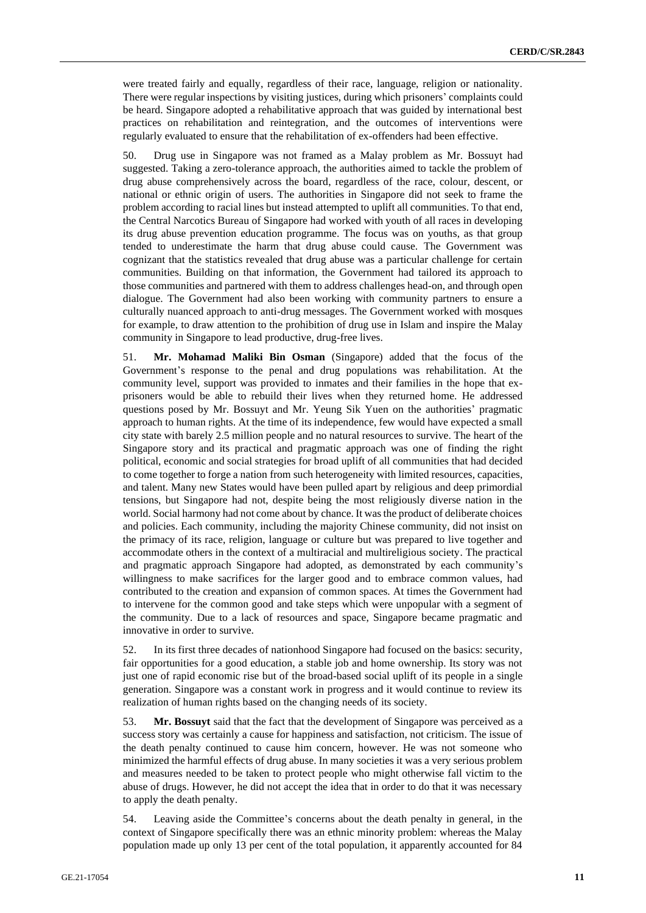were treated fairly and equally, regardless of their race, language, religion or nationality. There were regular inspections by visiting justices, during which prisoners' complaints could be heard. Singapore adopted a rehabilitative approach that was guided by international best practices on rehabilitation and reintegration, and the outcomes of interventions were regularly evaluated to ensure that the rehabilitation of ex-offenders had been effective.

50. Drug use in Singapore was not framed as a Malay problem as Mr. Bossuyt had suggested. Taking a zero-tolerance approach, the authorities aimed to tackle the problem of drug abuse comprehensively across the board, regardless of the race, colour, descent, or national or ethnic origin of users. The authorities in Singapore did not seek to frame the problem according to racial lines but instead attempted to uplift all communities. To that end, the Central Narcotics Bureau of Singapore had worked with youth of all races in developing its drug abuse prevention education programme. The focus was on youths, as that group tended to underestimate the harm that drug abuse could cause. The Government was cognizant that the statistics revealed that drug abuse was a particular challenge for certain communities. Building on that information, the Government had tailored its approach to those communities and partnered with them to address challenges head-on, and through open dialogue. The Government had also been working with community partners to ensure a culturally nuanced approach to anti-drug messages. The Government worked with mosques for example, to draw attention to the prohibition of drug use in Islam and inspire the Malay community in Singapore to lead productive, drug-free lives.

51. **Mr. Mohamad Maliki Bin Osman** (Singapore) added that the focus of the Government's response to the penal and drug populations was rehabilitation. At the community level, support was provided to inmates and their families in the hope that ex-prisoners would be able to rebuild their lives when they returned home. He addressed questions posed by Mr. Bossuyt and Mr. Yeung Sik Yuen on the authorities' pragmatic approach to human rights. At the time of its independence, few would have expected a small city state with barely 2.5 million people and no natural resources to survive. The heart of the Singapore story and its practical and pragmatic approach was one of finding the right political, economic and social strategies for broad uplift of all communities that had decided to come together to forge a nation from such heterogeneity with limited resources, capacities, and talent. Many new States would have been pulled apart by religious and deep primordial tensions, but Singapore had not, despite being the most religiously diverse nation in the world. Social harmony had not come about by chance. It was the product of deliberate choices and policies. Each community, including the majority Chinese community, did not insist on the primacy of its race, religion, language or culture but was prepared to live together and accommodate others in the context of a multiracial and multireligious society. The practical and pragmatic approach Singapore had adopted, as demonstrated by each community's willingness to make sacrifices for the larger good and to embrace common values, had contributed to the creation and expansion of common spaces. At times the Government had to intervene for the common good and take steps which were unpopular with a segment of the community. Due to a lack of resources and space, Singapore became pragmatic and innovative in order to survive.

52. In its first three decades of nationhood Singapore had focused on the basics: security, fair opportunities for a good education, a stable job and home ownership. Its story was not just one of rapid economic rise but of the broad-based social uplift of its people in a single generation. Singapore was a constant work in progress and it would continue to review its realization of human rights based on the changing needs of its society.

53. **Mr. Bossuyt** said that the fact that the development of Singapore was perceived as a success story was certainly a cause for happiness and satisfaction, not criticism. The issue of the death penalty continued to cause him concern, however. He was not someone who minimized the harmful effects of drug abuse. In many societies it was a very serious problem and measures needed to be taken to protect people who might otherwise fall victim to the abuse of drugs. However, he did not accept the idea that in order to do that it was necessary to apply the death penalty.

54. Leaving aside the Committee's concerns about the death penalty in general, in the context of Singapore specifically there was an ethnic minority problem: whereas the Malay population made up only 13 per cent of the total population, it apparently accounted for 84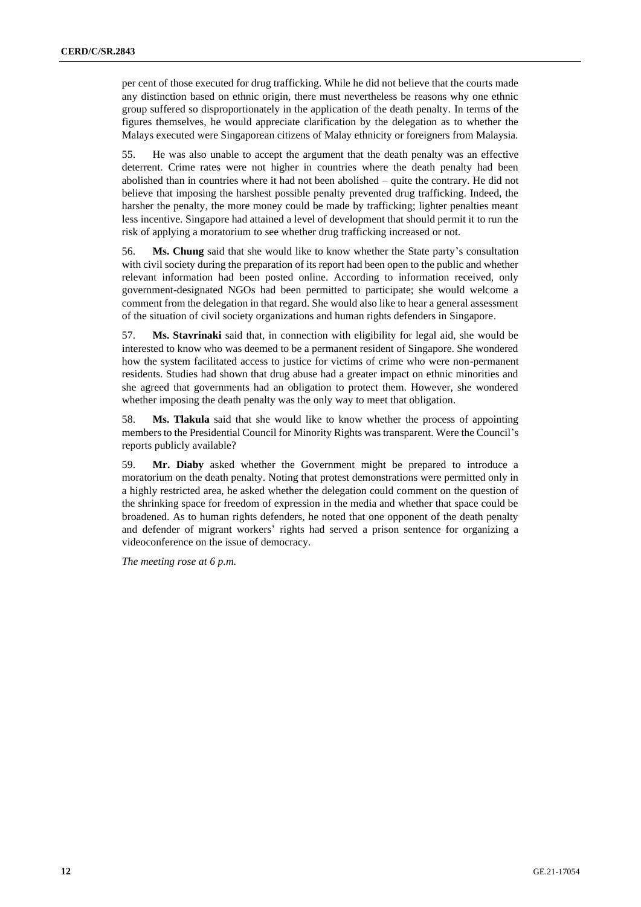per cent of those executed for drug trafficking. While he did not believe that the courts made any distinction based on ethnic origin, there must nevertheless be reasons why one ethnic group suffered so disproportionately in the application of the death penalty. In terms of the figures themselves, he would appreciate clarification by the delegation as to whether the Malays executed were Singaporean citizens of Malay ethnicity or foreigners from Malaysia.

55. He was also unable to accept the argument that the death penalty was an effective deterrent. Crime rates were not higher in countries where the death penalty had been abolished than in countries where it had not been abolished – quite the contrary. He did not believe that imposing the harshest possible penalty prevented drug trafficking. Indeed, the harsher the penalty, the more money could be made by trafficking; lighter penalties meant less incentive. Singapore had attained a level of development that should permit it to run the risk of applying a moratorium to see whether drug trafficking increased or not.

56. **Ms. Chung** said that she would like to know whether the State party's consultation with civil society during the preparation of its report had been open to the public and whether relevant information had been posted online. According to information received, only government-designated NGOs had been permitted to participate; she would welcome a comment from the delegation in that regard. She would also like to hear a general assessment of the situation of civil society organizations and human rights defenders in Singapore.

57. **Ms. Stavrinaki** said that, in connection with eligibility for legal aid, she would be interested to know who was deemed to be a permanent resident of Singapore. She wondered how the system facilitated access to justice for victims of crime who were non-permanent residents. Studies had shown that drug abuse had a greater impact on ethnic minorities and she agreed that governments had an obligation to protect them. However, she wondered whether imposing the death penalty was the only way to meet that obligation.

58. **Ms. Tlakula** said that she would like to know whether the process of appointing members to the Presidential Council for Minority Rights was transparent. Were the Council's reports publicly available?

59. **Mr. Diaby** asked whether the Government might be prepared to introduce a moratorium on the death penalty. Noting that protest demonstrations were permitted only in a highly restricted area, he asked whether the delegation could comment on the question of the shrinking space for freedom of expression in the media and whether that space could be broadened. As to human rights defenders, he noted that one opponent of the death penalty and defender of migrant workers' rights had served a prison sentence for organizing a videoconference on the issue of democracy.

*The meeting rose at 6 p.m.*